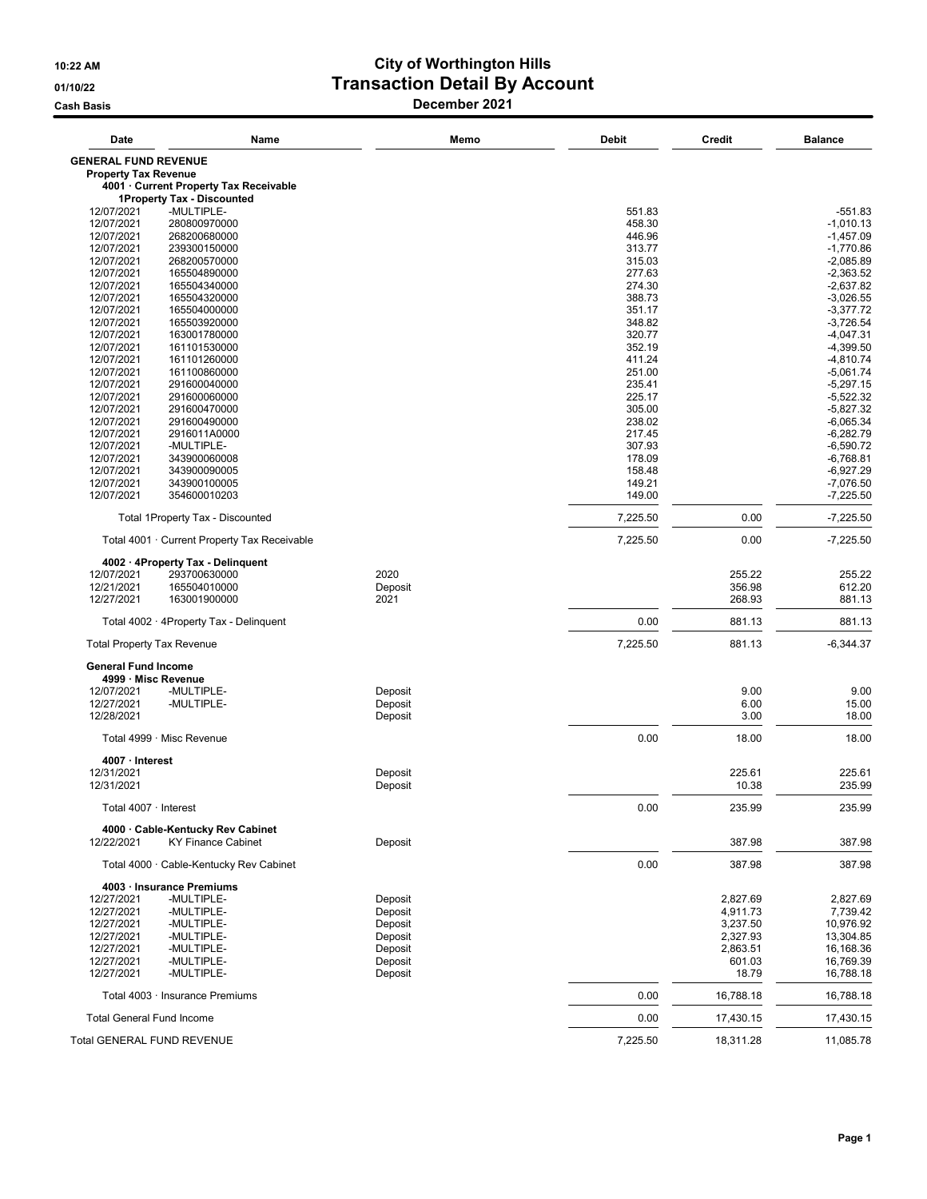# City of Worthington Hills

## Transaction Detail By Account

December 2021

10:22 AM
01/10/22
Cash Basis

| Date | Name | Memo | Debit | Credit | Balance |
|---|---|---|---|---|---|
| **GENERAL FUND REVENUE** | | | | | |
| **Property Tax Revenue** | | | | | |
| **4001 · Current Property Tax Receivable** | | | | | |
| **1Property Tax - Discounted** | | | | | |
| 12/07/2021 | -MULTIPLE- | | 551.83 | | -551.83 |
| 12/07/2021 | 280800970000 | | 458.30 | | -1,010.13 |
| 12/07/2021 | 268200680000 | | 446.96 | | -1,457.09 |
| 12/07/2021 | 239300150000 | | 313.77 | | -1,770.86 |
| 12/07/2021 | 268200570000 | | 315.03 | | -2,085.89 |
| 12/07/2021 | 165504890000 | | 277.63 | | -2,363.52 |
| 12/07/2021 | 165504340000 | | 274.30 | | -2,637.82 |
| 12/07/2021 | 165504320000 | | 388.73 | | -3,026.55 |
| 12/07/2021 | 165504000000 | | 351.17 | | -3,377.72 |
| 12/07/2021 | 165503920000 | | 348.82 | | -3,726.54 |
| 12/07/2021 | 163001780000 | | 320.77 | | -4,047.31 |
| 12/07/2021 | 161101530000 | | 352.19 | | -4,399.50 |
| 12/07/2021 | 161101260000 | | 411.24 | | -4,810.74 |
| 12/07/2021 | 161100860000 | | 251.00 | | -5,061.74 |
| 12/07/2021 | 291600040000 | | 235.41 | | -5,297.15 |
| 12/07/2021 | 291600060000 | | 225.17 | | -5,522.32 |
| 12/07/2021 | 291600470000 | | 305.00 | | -5,827.32 |
| 12/07/2021 | 291600490000 | | 238.02 | | -6,065.34 |
| 12/07/2021 | 2916011A0000 | | 217.45 | | -6,282.79 |
| 12/07/2021 | -MULTIPLE- | | 307.93 | | -6,590.72 |
| 12/07/2021 | 343900060008 | | 178.09 | | -6,768.81 |
| 12/07/2021 | 343900090005 | | 158.48 | | -6,927.29 |
| 12/07/2021 | 343900100005 | | 149.21 | | -7,076.50 |
| 12/07/2021 | 354600010203 | | 149.00 | | -7,225.50 |
| Total 1Property Tax - Discounted | | | 7,225.50 | 0.00 | -7,225.50 |
| Total 4001 · Current Property Tax Receivable | | | 7,225.50 | 0.00 | -7,225.50 |
| **4002 · 4Property Tax - Delinquent** | | | | | |
| 12/07/2021 | 293700630000 | 2020 | | 255.22 | 255.22 |
| 12/21/2021 | 165504010000 | Deposit | | 356.98 | 612.20 |
| 12/27/2021 | 163001900000 | 2021 | | 268.93 | 881.13 |
| Total 4002 · 4Property Tax - Delinquent | | | 0.00 | 881.13 | 881.13 |
| Total Property Tax Revenue | | | 7,225.50 | 881.13 | -6,344.37 |
| **General Fund Income** | | | | | |
| **4999 · Misc Revenue** | | | | | |
| 12/07/2021 | -MULTIPLE- | Deposit | | 9.00 | 9.00 |
| 12/27/2021 | -MULTIPLE- | Deposit | | 6.00 | 15.00 |
| 12/28/2021 | | Deposit | | 3.00 | 18.00 |
| Total 4999 · Misc Revenue | | | 0.00 | 18.00 | 18.00 |
| **4007 · Interest** | | | | | |
| 12/31/2021 | | Deposit | | 225.61 | 225.61 |
| 12/31/2021 | | Deposit | | 10.38 | 235.99 |
| Total 4007 · Interest | | | 0.00 | 235.99 | 235.99 |
| **4000 · Cable-Kentucky Rev Cabinet** | | | | | |
| 12/22/2021 | KY Finance Cabinet | Deposit | | 387.98 | 387.98 |
| Total 4000 · Cable-Kentucky Rev Cabinet | | | 0.00 | 387.98 | 387.98 |
| **4003 · Insurance Premiums** | | | | | |
| 12/27/2021 | -MULTIPLE- | Deposit | | 2,827.69 | 2,827.69 |
| 12/27/2021 | -MULTIPLE- | Deposit | | 4,911.73 | 7,739.42 |
| 12/27/2021 | -MULTIPLE- | Deposit | | 3,237.50 | 10,976.92 |
| 12/27/2021 | -MULTIPLE- | Deposit | | 2,327.93 | 13,304.85 |
| 12/27/2021 | -MULTIPLE- | Deposit | | 2,863.51 | 16,168.36 |
| 12/27/2021 | -MULTIPLE- | Deposit | | 601.03 | 16,769.39 |
| 12/27/2021 | -MULTIPLE- | Deposit | | 18.79 | 16,788.18 |
| Total 4003 · Insurance Premiums | | | 0.00 | 16,788.18 | 16,788.18 |
| Total General Fund Income | | | 0.00 | 17,430.15 | 17,430.15 |
| Total GENERAL FUND REVENUE | | | 7,225.50 | 18,311.28 | 11,085.78 |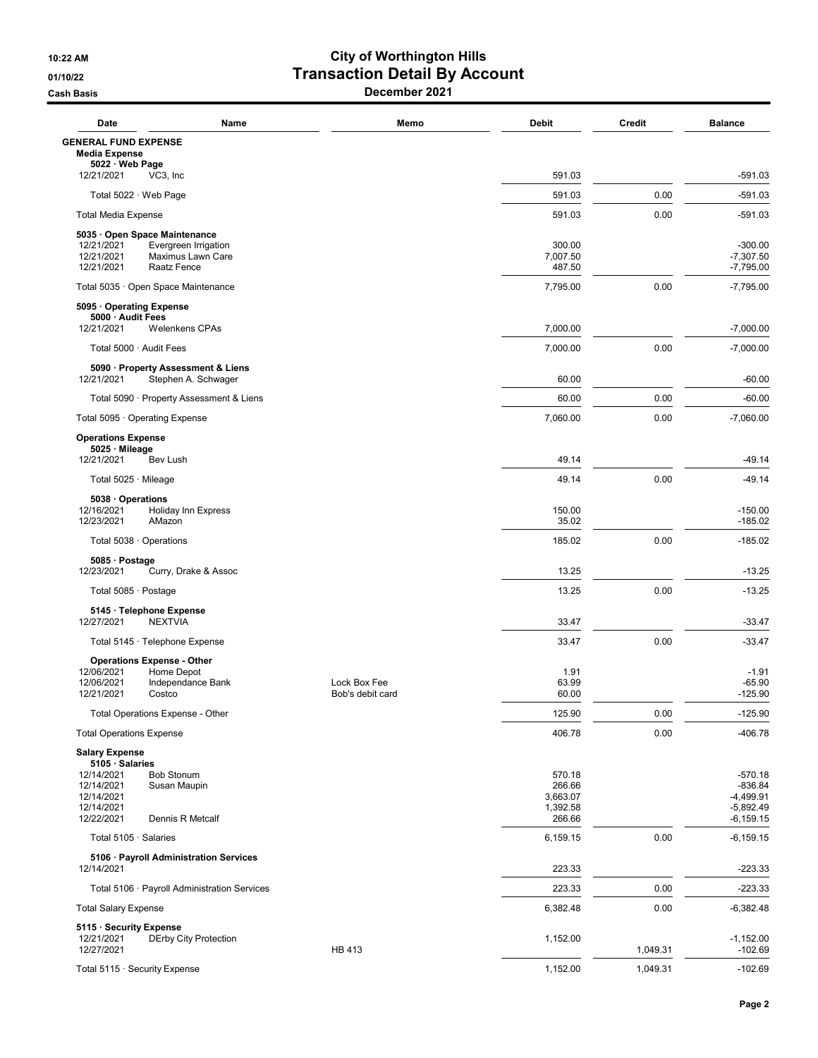# City of Worthington Hills

## Transaction Detail By Account

### December 2021

10:22 AM
01/10/22
Cash Basis

| Date | Name | Memo | Debit | Credit | Balance |
|---|---|---|---|---|---|
| **GENERAL FUND EXPENSE** | | | | | |
| **Media Expense** | | | | | |
| **5022 · Web Page** | | | | | |
| 12/21/2021 | VC3, Inc | | 591.03 | | -591.03 |
| Total 5022 · Web Page | | | 591.03 | 0.00 | -591.03 |
| Total Media Expense | | | 591.03 | 0.00 | -591.03 |
| **5035 · Open Space Maintenance** | | | | | |
| 12/21/2021 | Evergreen Irrigation | | 300.00 | | -300.00 |
| 12/21/2021 | Maximus Lawn Care | | 7,007.50 | | -7,307.50 |
| 12/21/2021 | Raatz Fence | | 487.50 | | -7,795.00 |
| Total 5035 · Open Space Maintenance | | | 7,795.00 | 0.00 | -7,795.00 |
| **5095 · Operating Expense** | | | | | |
| **5000 · Audit Fees** | | | | | |
| 12/21/2021 | Welenkens CPAs | | 7,000.00 | | -7,000.00 |
| Total 5000 · Audit Fees | | | 7,000.00 | 0.00 | -7,000.00 |
| **5090 · Property Assessment & Liens** | | | | | |
| 12/21/2021 | Stephen A. Schwager | | 60.00 | | -60.00 |
| Total 5090 · Property Assessment & Liens | | | 60.00 | 0.00 | -60.00 |
| Total 5095 · Operating Expense | | | 7,060.00 | 0.00 | -7,060.00 |
| **Operations Expense** | | | | | |
| **5025 · Mileage** | | | | | |
| 12/21/2021 | Bev Lush | | 49.14 | | -49.14 |
| Total 5025 · Mileage | | | 49.14 | 0.00 | -49.14 |
| **5038 · Operations** | | | | | |
| 12/16/2021 | Holiday Inn Express | | 150.00 | | -150.00 |
| 12/23/2021 | AMazon | | 35.02 | | -185.02 |
| Total 5038 · Operations | | | 185.02 | 0.00 | -185.02 |
| **5085 · Postage** | | | | | |
| 12/23/2021 | Curry, Drake & Assoc | | 13.25 | | -13.25 |
| Total 5085 · Postage | | | 13.25 | 0.00 | -13.25 |
| **5145 · Telephone Expense** | | | | | |
| 12/27/2021 | NEXTVIA | | 33.47 | | -33.47 |
| Total 5145 · Telephone Expense | | | 33.47 | 0.00 | -33.47 |
| **Operations Expense - Other** | | | | | |
| 12/06/2021 | Home Depot | | 1.91 | | -1.91 |
| 12/06/2021 | Independance Bank | Lock Box Fee | 63.99 | | -65.90 |
| 12/21/2021 | Costco | Bob's debit card | 60.00 | | -125.90 |
| Total Operations Expense - Other | | | 125.90 | 0.00 | -125.90 |
| Total Operations Expense | | | 406.78 | 0.00 | -406.78 |
| **Salary Expense** | | | | | |
| **5105 · Salaries** | | | | | |
| 12/14/2021 | Bob Stonum | | 570.18 | | -570.18 |
| 12/14/2021 | Susan Maupin | | 266.66 | | -836.84 |
| 12/14/2021 | | | 3,663.07 | | -4,499.91 |
| 12/14/2021 | | | 1,392.58 | | -5,892.49 |
| 12/22/2021 | Dennis R Metcalf | | 266.66 | | -6,159.15 |
| Total 5105 · Salaries | | | 6,159.15 | 0.00 | -6,159.15 |
| **5106 · Payroll Administration Services** | | | | | |
| 12/14/2021 | | | 223.33 | | -223.33 |
| Total 5106 · Payroll Administration Services | | | 223.33 | 0.00 | -223.33 |
| Total Salary Expense | | | 6,382.48 | 0.00 | -6,382.48 |
| **5115 · Security Expense** | | | | | |
| 12/21/2021 | DErby City Protection | | 1,152.00 | | -1,152.00 |
| 12/27/2021 | | HB 413 | | 1,049.31 | -102.69 |
| Total 5115 · Security Expense | | | 1,152.00 | 1,049.31 | -102.69 |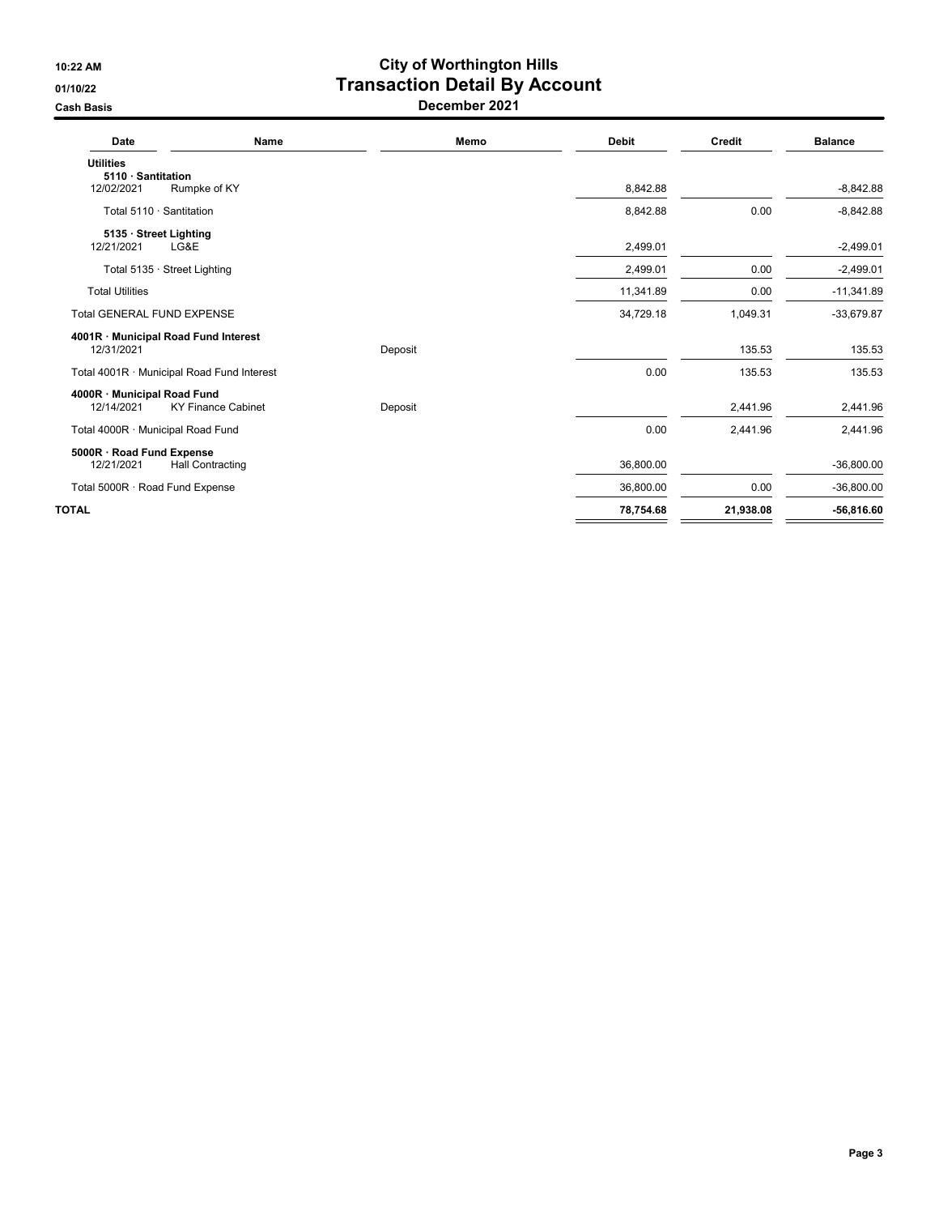10:22 AM
01/10/22
Cash Basis

# City of Worthington Hills
## Transaction Detail By Account
### December 2021

| Date | Name | Memo | Debit | Credit | Balance |
|---|---|---|---|---|---|
| **Utilities** | | | | | |
| **5110 · Santitation** | | | | | |
| 12/02/2021 | Rumpke of KY | | 8,842.88 | | -8,842.88 |
| Total 5110 · Santitation | | | 8,842.88 | 0.00 | -8,842.88 |
| **5135 · Street Lighting** | | | | | |
| 12/21/2021 | LG&E | | 2,499.01 | | -2,499.01 |
| Total 5135 · Street Lighting | | | 2,499.01 | 0.00 | -2,499.01 |
| Total Utilities | | | 11,341.89 | 0.00 | -11,341.89 |
| Total GENERAL FUND EXPENSE | | | 34,729.18 | 1,049.31 | -33,679.87 |
| **4001R · Municipal Road Fund Interest** | | | | | |
| 12/31/2021 | | Deposit | | 135.53 | 135.53 |
| Total 4001R · Municipal Road Fund Interest | | | 0.00 | 135.53 | 135.53 |
| **4000R · Municipal Road Fund** | | | | | |
| 12/14/2021 | KY Finance Cabinet | Deposit | | 2,441.96 | 2,441.96 |
| Total 4000R · Municipal Road Fund | | | 0.00 | 2,441.96 | 2,441.96 |
| **5000R · Road Fund Expense** | | | | | |
| 12/21/2021 | Hall Contracting | | 36,800.00 | | -36,800.00 |
| Total 5000R · Road Fund Expense | | | 36,800.00 | 0.00 | -36,800.00 |
| **TOTAL** | | | **78,754.68** | **21,938.08** | **-56,816.60** |